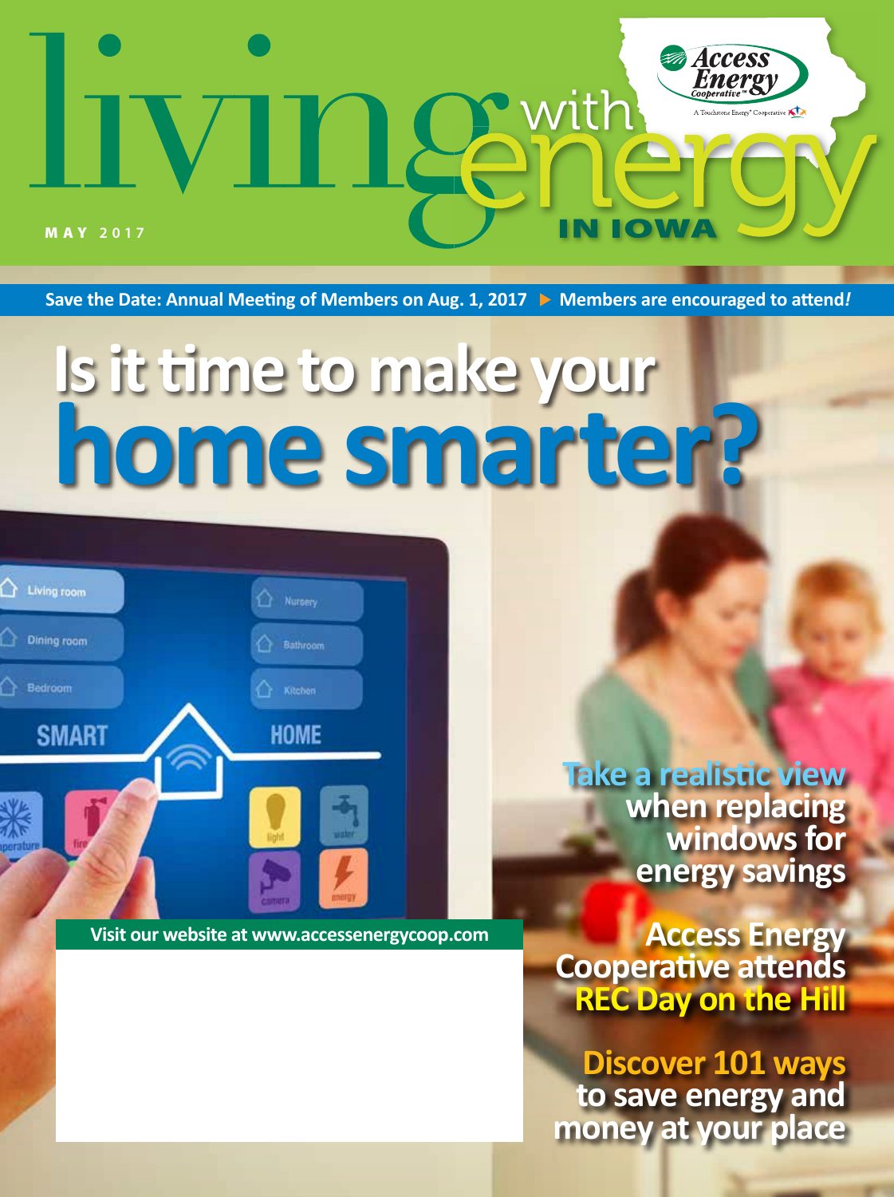# living with energy IN IOWA

Access Energy Cooperative — A Touchstone Energy® Cooperative

MAY 2017

Save the Date: Annual Meeting of Members on Aug. 1, 2017 ▶ Members are encouraged to attend!

# Is it time to make your home smarter?

Take a realistic view when replacing windows for energy savings

Access Energy Cooperative attends REC Day on the Hill

Discover 101 ways to save energy and money at your place

Visit our website at www.accessenergycoop.com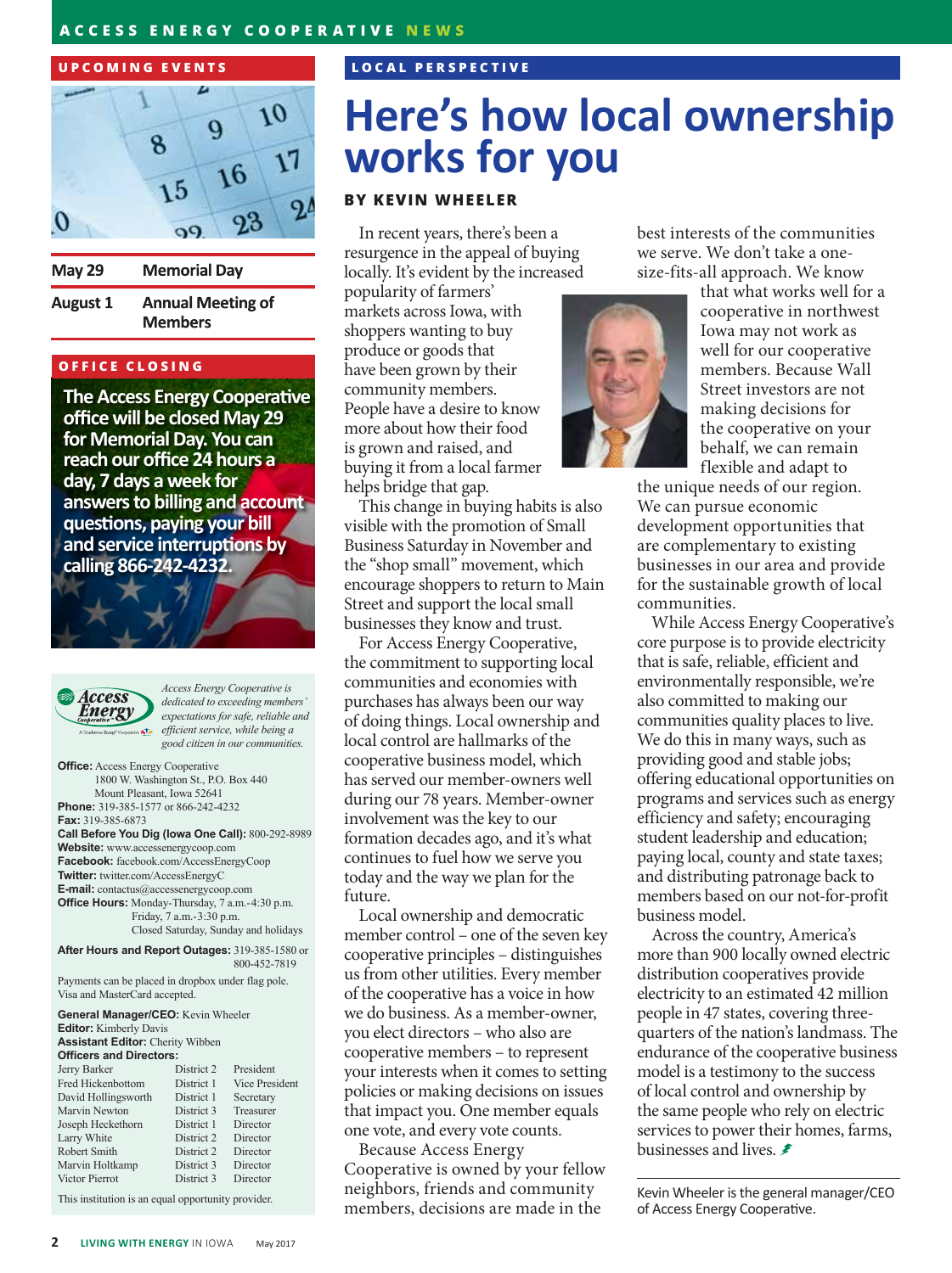## UPCOMING EVENTS

| | |
|---|---|
| May 29 | Memorial Day |
| August 1 | Annual Meeting of Members |

## OFFICE CLOSING

**The Access Energy Cooperative office will be closed May 29 for Memorial Day. You can reach our office 24 hours a day, 7 days a week for answers to billing and account questions, paying your bill and service interruptions by calling 866-242-4232.**

*Access Energy Cooperative is dedicated to exceeding members' expectations for safe, reliable and efficient service, while being a good citizen in our communities.*

**Office:** Access Energy Cooperative
1800 W. Washington St., P.O. Box 440
Mount Pleasant, Iowa 52641
**Phone:** 319-385-1577 or 866-242-4232
**Fax:** 319-385-6873
**Call Before You Dig (Iowa One Call):** 800-292-8989
**Website:** www.accessenergycoop.com
**Facebook:** facebook.com/AccessEnergyCoop
**Twitter:** twitter.com/AccessEnergyC
**E-mail:** contactus@accessenergycoop.com
**Office Hours:** Monday-Thursday, 7 a.m.-4:30 p.m.
Friday, 7 a.m.-3:30 p.m.
Closed Saturday, Sunday and holidays

**After Hours and Report Outages:** 319-385-1580 or 800-452-7819

Payments can be placed in dropbox under flag pole. Visa and MasterCard accepted.

**General Manager/CEO:** Kevin Wheeler
**Editor:** Kimberly Davis
**Assistant Editor:** Cherity Wibben
**Officers and Directors:**

| | | |
|---|---|---|
| Jerry Barker | District 2 | President |
| Fred Hickenbottom | District 1 | Vice President |
| David Hollingsworth | District 1 | Secretary |
| Marvin Newton | District 3 | Treasurer |
| Joseph Heckethorn | District 1 | Director |
| Larry White | District 2 | Director |
| Robert Smith | District 2 | Director |
| Marvin Holtkamp | District 3 | Director |
| Victor Pierrot | District 3 | Director |

This institution is an equal opportunity provider.

## LOCAL PERSPECTIVE

# Here's how local ownership works for you

**BY KEVIN WHEELER**

In recent years, there's been a resurgence in the appeal of buying locally. It's evident by the increased popularity of farmers' markets across Iowa, with shoppers wanting to buy produce or goods that have been grown by their community members. People have a desire to know more about how their food is grown and raised, and buying it from a local farmer helps bridge that gap.

This change in buying habits is also visible with the promotion of Small Business Saturday in November and the "shop small" movement, which encourage shoppers to return to Main Street and support the local small businesses they know and trust.

For Access Energy Cooperative, the commitment to supporting local communities and economies with purchases has always been our way of doing things. Local ownership and local control are hallmarks of the cooperative business model, which has served our member-owners well during our 78 years. Member-owner involvement was the key to our formation decades ago, and it's what continues to fuel how we serve you today and the way we plan for the future.

Local ownership and democratic member control – one of the seven key cooperative principles – distinguishes us from other utilities. Every member of the cooperative has a voice in how we do business. As a member-owner, you elect directors – who also are cooperative members – to represent your interests when it comes to setting policies or making decisions on issues that impact you. One member equals one vote, and every vote counts.

Because Access Energy Cooperative is owned by your fellow neighbors, friends and community members, decisions are made in the best interests of the communities we serve. We don't take a one-size-fits-all approach. We know that what works well for a cooperative in northwest Iowa may not work as well for our cooperative members. Because Wall Street investors are not making decisions for the cooperative on your behalf, we can remain flexible and adapt to the unique needs of our region. We can pursue economic development opportunities that are complementary to existing businesses in our area and provide for the sustainable growth of local communities.

While Access Energy Cooperative's core purpose is to provide electricity that is safe, reliable, efficient and environmentally responsible, we're also committed to making our communities quality places to live. We do this in many ways, such as providing good and stable jobs; offering educational opportunities on programs and services such as energy efficiency and safety; encouraging student leadership and education; paying local, county and state taxes; and distributing patronage back to members based on our not-for-profit business model.

Across the country, America's more than 900 locally owned electric distribution cooperatives provide electricity to an estimated 42 million people in 47 states, covering three-quarters of the nation's landmass. The endurance of the cooperative business model is a testimony to the success of local control and ownership by the same people who rely on electric services to power their homes, farms, businesses and lives.

Kevin Wheeler is the general manager/CEO of Access Energy Cooperative.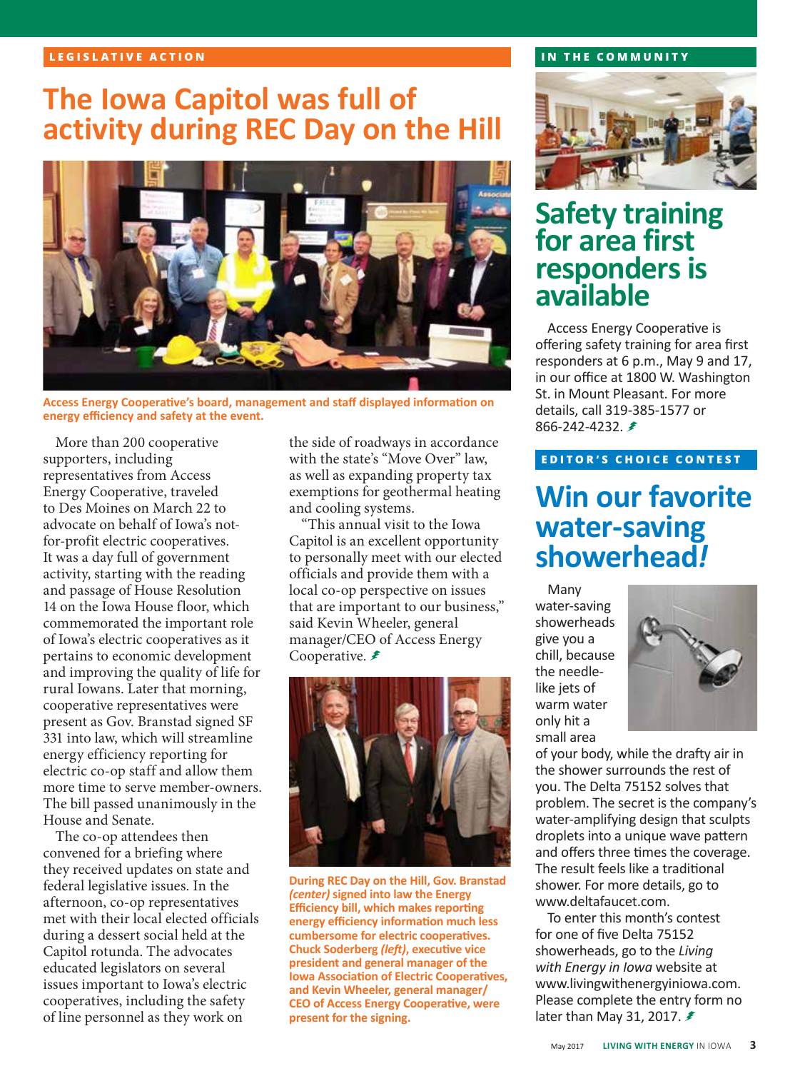LEGISLATIVE ACTION

# The Iowa Capitol was full of activity during REC Day on the Hill

Access Energy Cooperative's board, management and staff displayed information on energy efficiency and safety at the event.

More than 200 cooperative supporters, including representatives from Access Energy Cooperative, traveled to Des Moines on March 22 to advocate on behalf of Iowa's not-for-profit electric cooperatives. It was a day full of government activity, starting with the reading and passage of House Resolution 14 on the Iowa House floor, which commemorated the important role of Iowa's electric cooperatives as it pertains to economic development and improving the quality of life for rural Iowans. Later that morning, cooperative representatives were present as Gov. Branstad signed SF 331 into law, which will streamline energy efficiency reporting for electric co-op staff and allow them more time to serve member-owners. The bill passed unanimously in the House and Senate.

The co-op attendees then convened for a briefing where they received updates on state and federal legislative issues. In the afternoon, co-op representatives met with their local elected officials during a dessert social held at the Capitol rotunda. The advocates educated legislators on several issues important to Iowa's electric cooperatives, including the safety of line personnel as they work on the side of roadways in accordance with the state's "Move Over" law, as well as expanding property tax exemptions for geothermal heating and cooling systems.

"This annual visit to the Iowa Capitol is an excellent opportunity to personally meet with our elected officials and provide them with a local co-op perspective on issues that are important to our business," said Kevin Wheeler, general manager/CEO of Access Energy Cooperative.

During REC Day on the Hill, Gov. Branstad *(center)* signed into law the Energy Efficiency bill, which makes reporting energy efficiency information much less cumbersome for electric cooperatives. Chuck Soderberg *(left)*, executive vice president and general manager of the Iowa Association of Electric Cooperatives, and Kevin Wheeler, general manager/CEO of Access Energy Cooperative, were present for the signing.

IN THE COMMUNITY

# Safety training for area first responders is available

Access Energy Cooperative is offering safety training for area first responders at 6 p.m., May 9 and 17, in our office at 1800 W. Washington St. in Mount Pleasant. For more details, call 319-385-1577 or 866-242-4232.

EDITOR'S CHOICE CONTEST

# Win our favorite water-saving showerhead!

Many water-saving showerheads give you a chill, because the needle-like jets of warm water only hit a small area of your body, while the drafty air in the shower surrounds the rest of you. The Delta 75152 solves that problem. The secret is the company's water-amplifying design that sculpts droplets into a unique wave pattern and offers three times the coverage. The result feels like a traditional shower. For more details, go to www.deltafaucet.com.

To enter this month's contest for one of five Delta 75152 showerheads, go to the *Living with Energy in Iowa* website at www.livingwithenergyiniowa.com. Please complete the entry form no later than May 31, 2017.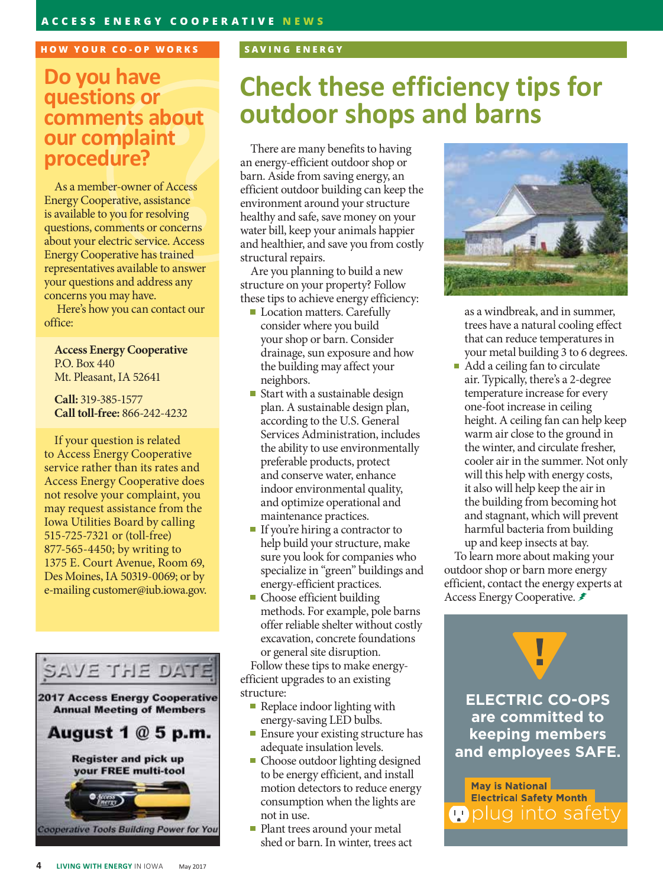## HOW YOUR CO-OP WORKS

# Do you have questions or comments about our complaint procedure?

As a member-owner of Access Energy Cooperative, assistance is available to you for resolving questions, comments or concerns about your electric service. Access Energy Cooperative has trained representatives available to answer your questions and address any concerns you may have.

Here's how you can contact our office:

**Access Energy Cooperative**
P.O. Box 440
Mt. Pleasant, IA 52641

**Call:** 319-385-1577
**Call toll-free:** 866-242-4232

If your question is related to Access Energy Cooperative service rather than its rates and Access Energy Cooperative does not resolve your complaint, you may request assistance from the Iowa Utilities Board by calling 515-725-7321 or (toll-free) 877-565-4450; by writing to 1375 E. Court Avenue, Room 69, Des Moines, IA 50319-0069; or by e-mailing customer@iub.iowa.gov.

**SAVE THE DATE**

**2017 Access Energy Cooperative Annual Meeting of Members**

**August 1 @ 5 p.m.**

**Register and pick up your FREE multi-tool**

*Cooperative Tools Building Power for You*

## SAVING ENERGY

# Check these efficiency tips for outdoor shops and barns

There are many benefits to having an energy-efficient outdoor shop or barn. Aside from saving energy, an efficient outdoor building can keep the environment around your structure healthy and safe, save money on your water bill, keep your animals happier and healthier, and save you from costly structural repairs.

Are you planning to build a new structure on your property? Follow these tips to achieve energy efficiency:

- Location matters. Carefully consider where you build your shop or barn. Consider drainage, sun exposure and how the building may affect your neighbors.
- Start with a sustainable design plan. A sustainable design plan, according to the U.S. General Services Administration, includes the ability to use environmentally preferable products, protect and conserve water, enhance indoor environmental quality, and optimize operational and maintenance practices.
- If you're hiring a contractor to help build your structure, make sure you look for companies who specialize in "green" buildings and energy-efficient practices.
- Choose efficient building methods. For example, pole barns offer reliable shelter without costly excavation, concrete foundations or general site disruption.

Follow these tips to make energy-efficient upgrades to an existing structure:

- Replace indoor lighting with energy-saving LED bulbs.
- Ensure your existing structure has adequate insulation levels.
- Choose outdoor lighting designed to be energy efficient, and install motion detectors to reduce energy consumption when the lights are not in use.
- Plant trees around your metal shed or barn. In winter, trees act as a windbreak, and in summer, trees have a natural cooling effect that can reduce temperatures in your metal building 3 to 6 degrees.
- Add a ceiling fan to circulate air. Typically, there's a 2-degree temperature increase for every one-foot increase in ceiling height. A ceiling fan can help keep warm air close to the ground in the winter, and circulate fresher, cooler air in the summer. Not only will this help with energy costs, it also will help keep the air in the building from becoming hot and stagnant, which will prevent harmful bacteria from building up and keep insects at bay.

To learn more about making your outdoor shop or barn more energy efficient, contact the energy experts at Access Energy Cooperative.

**ELECTRIC CO-OPS are committed to keeping members and employees SAFE.**

**May is National Electrical Safety Month**

plug into safety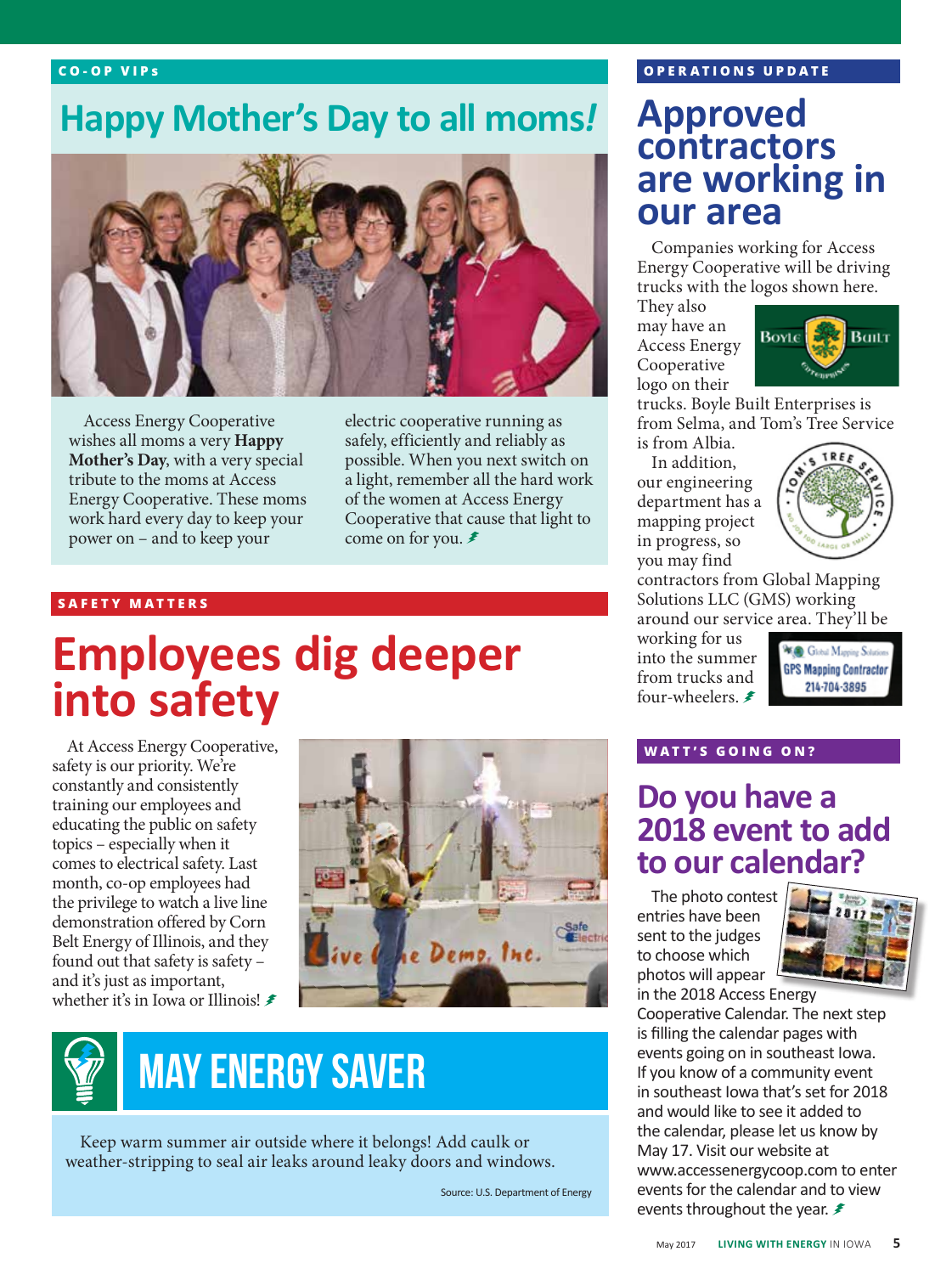CO-OP VIPs

# Happy Mother's Day to all moms!

Access Energy Cooperative wishes all moms a very **Happy Mother's Day**, with a very special tribute to the moms at Access Energy Cooperative. These moms work hard every day to keep your power on – and to keep your electric cooperative running as safely, efficiently and reliably as possible. When you next switch on a light, remember all the hard work of the women at Access Energy Cooperative that cause that light to come on for you.

SAFETY MATTERS

# Employees dig deeper into safety

At Access Energy Cooperative, safety is our priority. We're constantly and consistently training our employees and educating the public on safety topics – especially when it comes to electrical safety. Last month, co-op employees had the privilege to watch a live line demonstration offered by Corn Belt Energy of Illinois, and they found out that safety is safety – and it's just as important, whether it's in Iowa or Illinois!

# MAY ENERGY SAVER

Keep warm summer air outside where it belongs! Add caulk or weather-stripping to seal air leaks around leaky doors and windows.

Source: U.S. Department of Energy

OPERATIONS UPDATE

# Approved contractors are working in our area

Companies working for Access Energy Cooperative will be driving trucks with the logos shown here. They also may have an Access Energy Cooperative logo on their trucks. Boyle Built Enterprises is from Selma, and Tom's Tree Service is from Albia.

In addition, our engineering department has a mapping project in progress, so you may find contractors from Global Mapping Solutions LLC (GMS) working around our service area. They'll be working for us into the summer from trucks and four-wheelers.

WATT'S GOING ON?

# Do you have a 2018 event to add to our calendar?

The photo contest entries have been sent to the judges to choose which photos will appear in the 2018 Access Energy Cooperative Calendar. The next step is filling the calendar pages with events going on in southeast Iowa. If you know of a community event in southeast Iowa that's set for 2018 and would like to see it added to the calendar, please let us know by May 17. Visit our website at www.accessenergycoop.com to enter events for the calendar and to view events throughout the year.